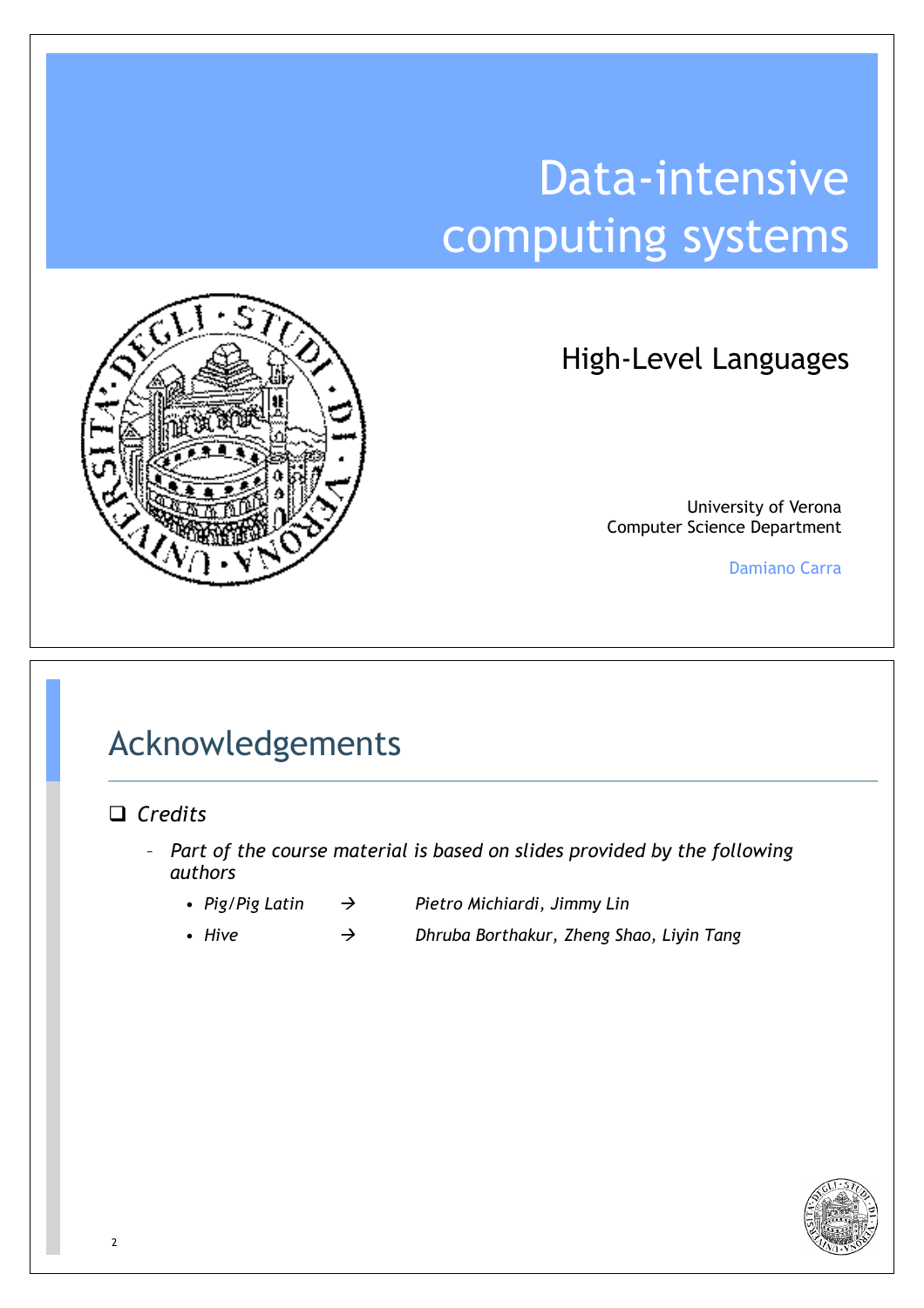# Data-intensive computing systems

## High-Level Languages

University of Verona
Computer Science Department

Damiano Carra

---

## Acknowledgements

- *Credits*
  - *Part of the course material is based on slides provided by the following authors*
    - *Pig/Pig Latin* → *Pietro Michiardi, Jimmy Lin*
    - *Hive* → *Dhruba Borthakur, Zheng Shao, Liyin Tang*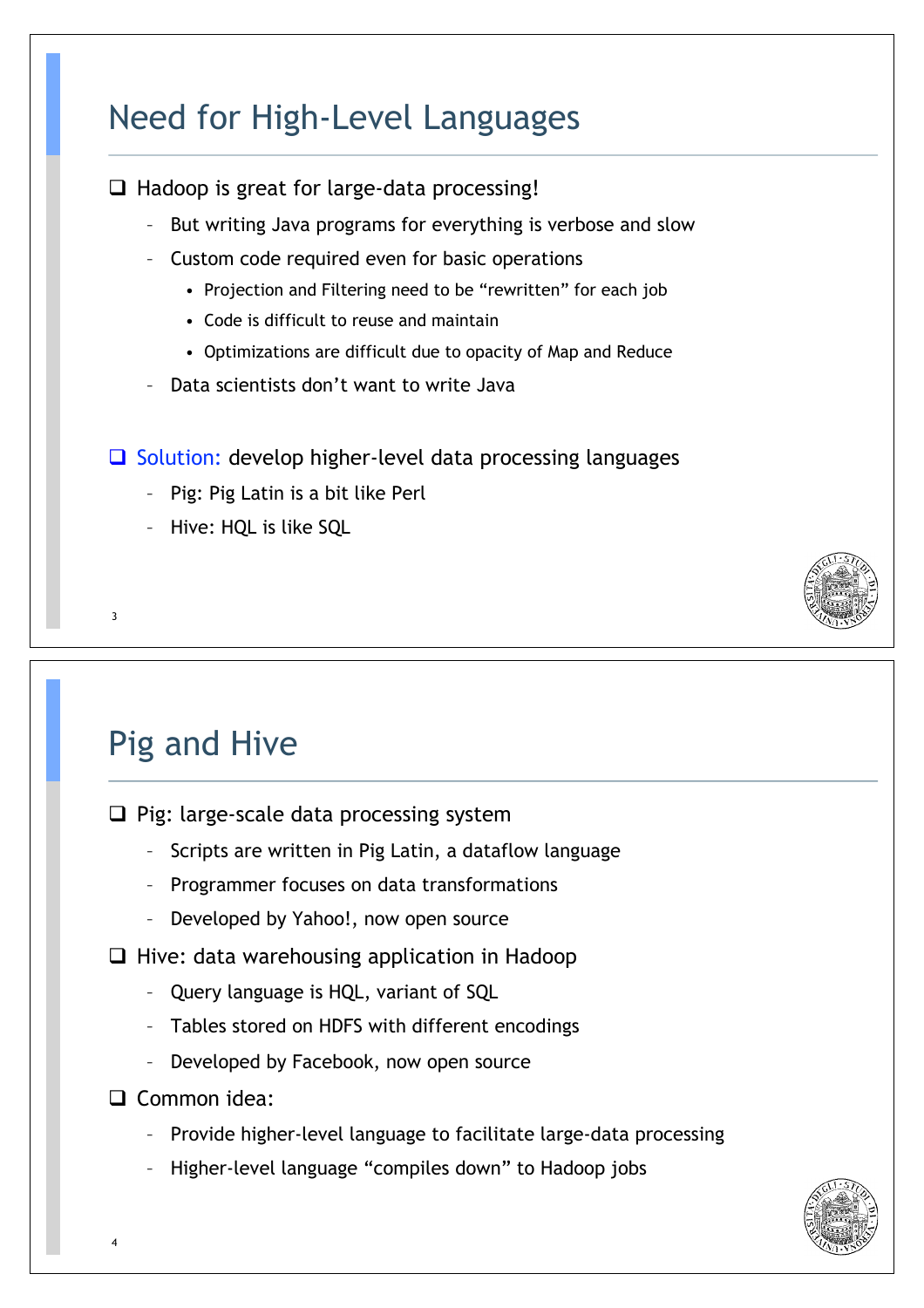## Need for High-Level Languages

- Hadoop is great for large-data processing!
  - But writing Java programs for everything is verbose and slow
  - Custom code required even for basic operations
    - Projection and Filtering need to be "rewritten" for each job
    - Code is difficult to reuse and maintain
    - Optimizations are difficult due to opacity of Map and Reduce
  - Data scientists don't want to write Java

- Solution: develop higher-level data processing languages
  - Pig: Pig Latin is a bit like Perl
  - Hive: HQL is like SQL

## Pig and Hive

- Pig: large-scale data processing system
  - Scripts are written in Pig Latin, a dataflow language
  - Programmer focuses on data transformations
  - Developed by Yahoo!, now open source
- Hive: data warehousing application in Hadoop
  - Query language is HQL, variant of SQL
  - Tables stored on HDFS with different encodings
  - Developed by Facebook, now open source
- Common idea:
  - Provide higher-level language to facilitate large-data processing
  - Higher-level language "compiles down" to Hadoop jobs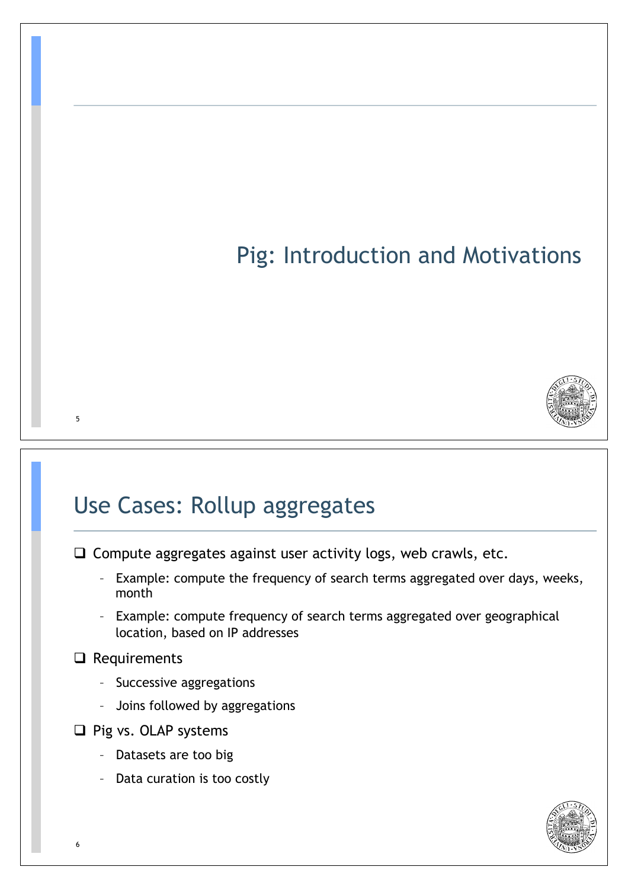# Pig: Introduction and Motivations

## Use Cases: Rollup aggregates

- Compute aggregates against user activity logs, web crawls, etc.
  - Example: compute the frequency of search terms aggregated over days, weeks, month
  - Example: compute frequency of search terms aggregated over geographical location, based on IP addresses
- Requirements
  - Successive aggregations
  - Joins followed by aggregations
- Pig vs. OLAP systems
  - Datasets are too big
  - Data curation is too costly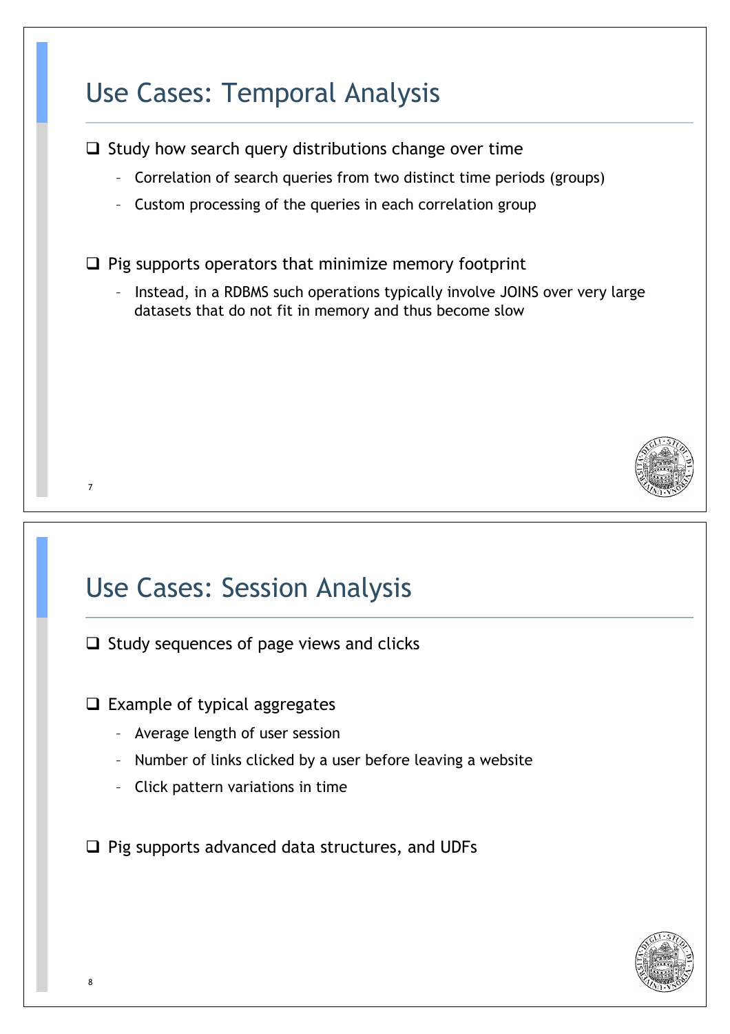## Use Cases: Temporal Analysis

- Study how search query distributions change over time
  - Correlation of search queries from two distinct time periods (groups)
  - Custom processing of the queries in each correlation group

- Pig supports operators that minimize memory footprint
  - Instead, in a RDBMS such operations typically involve JOINS over very large datasets that do not fit in memory and thus become slow

## Use Cases: Session Analysis

- Study sequences of page views and clicks

- Example of typical aggregates
  - Average length of user session
  - Number of links clicked by a user before leaving a website
  - Click pattern variations in time

- Pig supports advanced data structures, and UDFs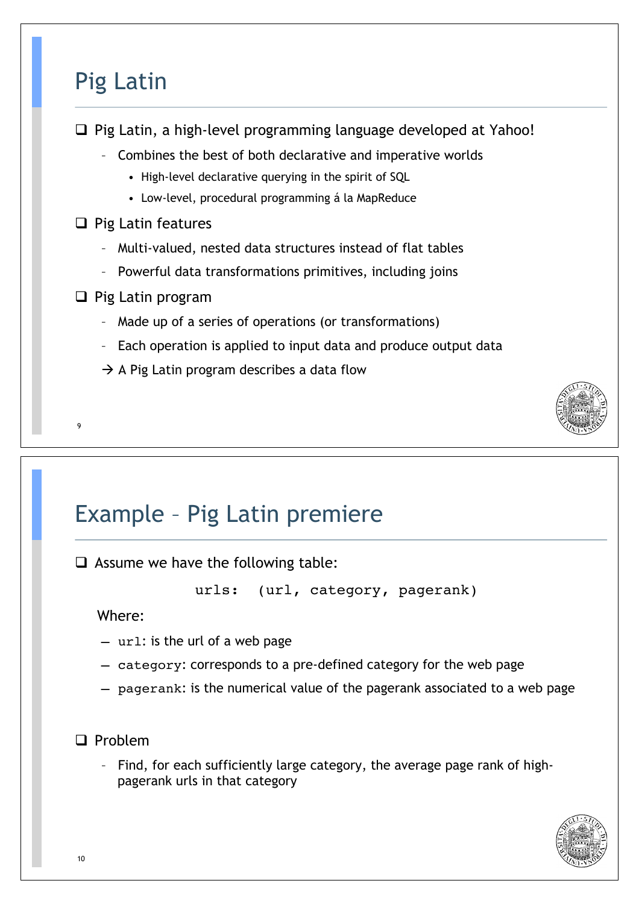## Pig Latin

- Pig Latin, a high-level programming language developed at Yahoo!
  - Combines the best of both declarative and imperative worlds
    - High-level declarative querying in the spirit of SQL
    - Low-level, procedural programming á la MapReduce
- Pig Latin features
  - Multi-valued, nested data structures instead of flat tables
  - Powerful data transformations primitives, including joins
- Pig Latin program
  - Made up of a series of operations (or transformations)
  - Each operation is applied to input data and produce output data
  - → A Pig Latin program describes a data flow

## Example – Pig Latin premiere

- Assume we have the following table:

```
urls:  (url, category, pagerank)
```

Where:

- `url`: is the url of a web page
- `category`: corresponds to a pre-defined category for the web page
- `pagerank`: is the numerical value of the pagerank associated to a web page

- Problem
  - Find, for each sufficiently large category, the average page rank of high-pagerank urls in that category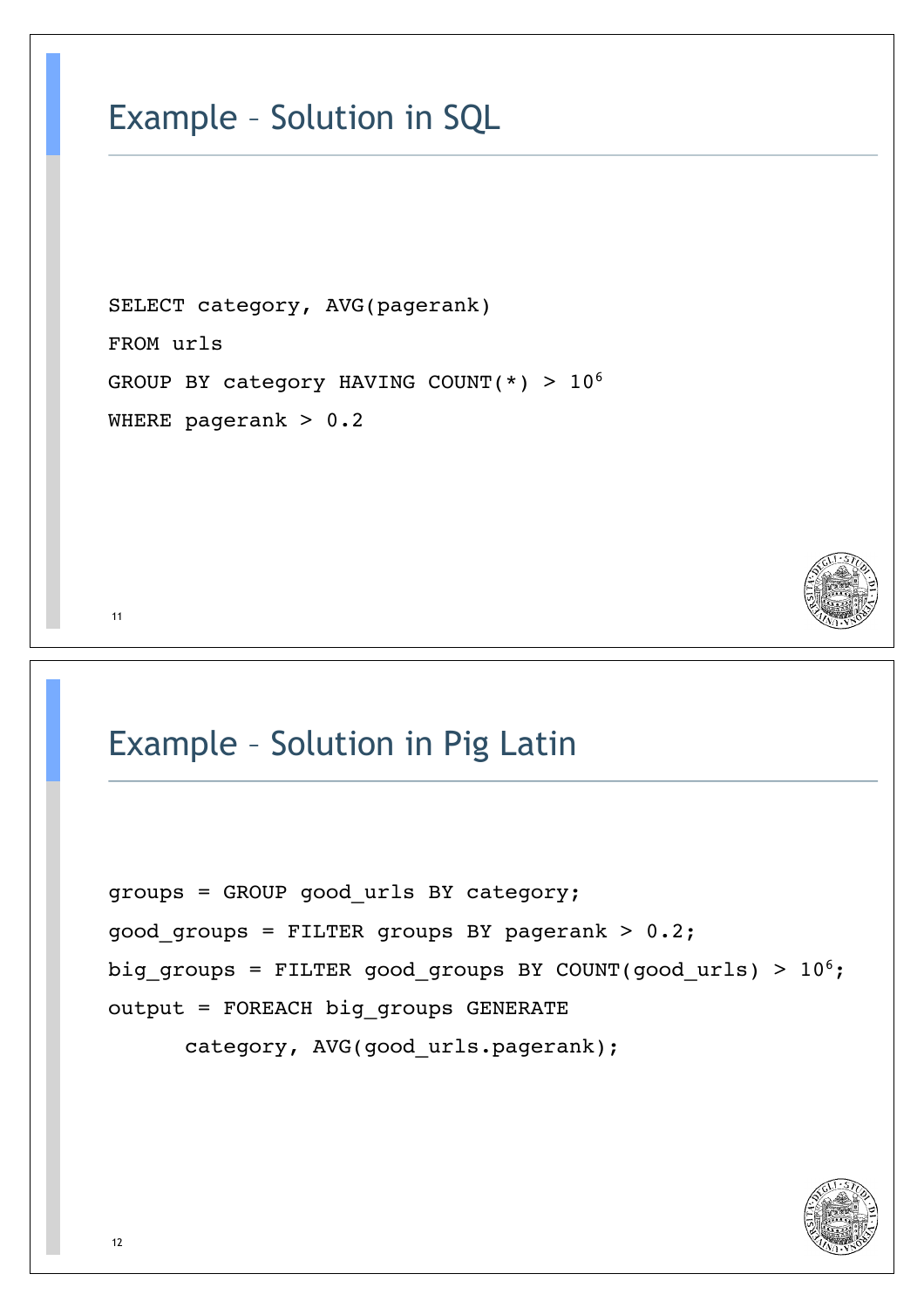## Example – Solution in SQL

```
SELECT category, AVG(pagerank)
FROM urls
GROUP BY category HAVING COUNT(*) > 10^6
WHERE pagerank > 0.2
```

## Example – Solution in Pig Latin

```
groups = GROUP good_urls BY category;
good_groups = FILTER groups BY pagerank > 0.2;
big_groups = FILTER good_groups BY COUNT(good_urls) > 10^6;
output = FOREACH big_groups GENERATE
      category, AVG(good_urls.pagerank);
```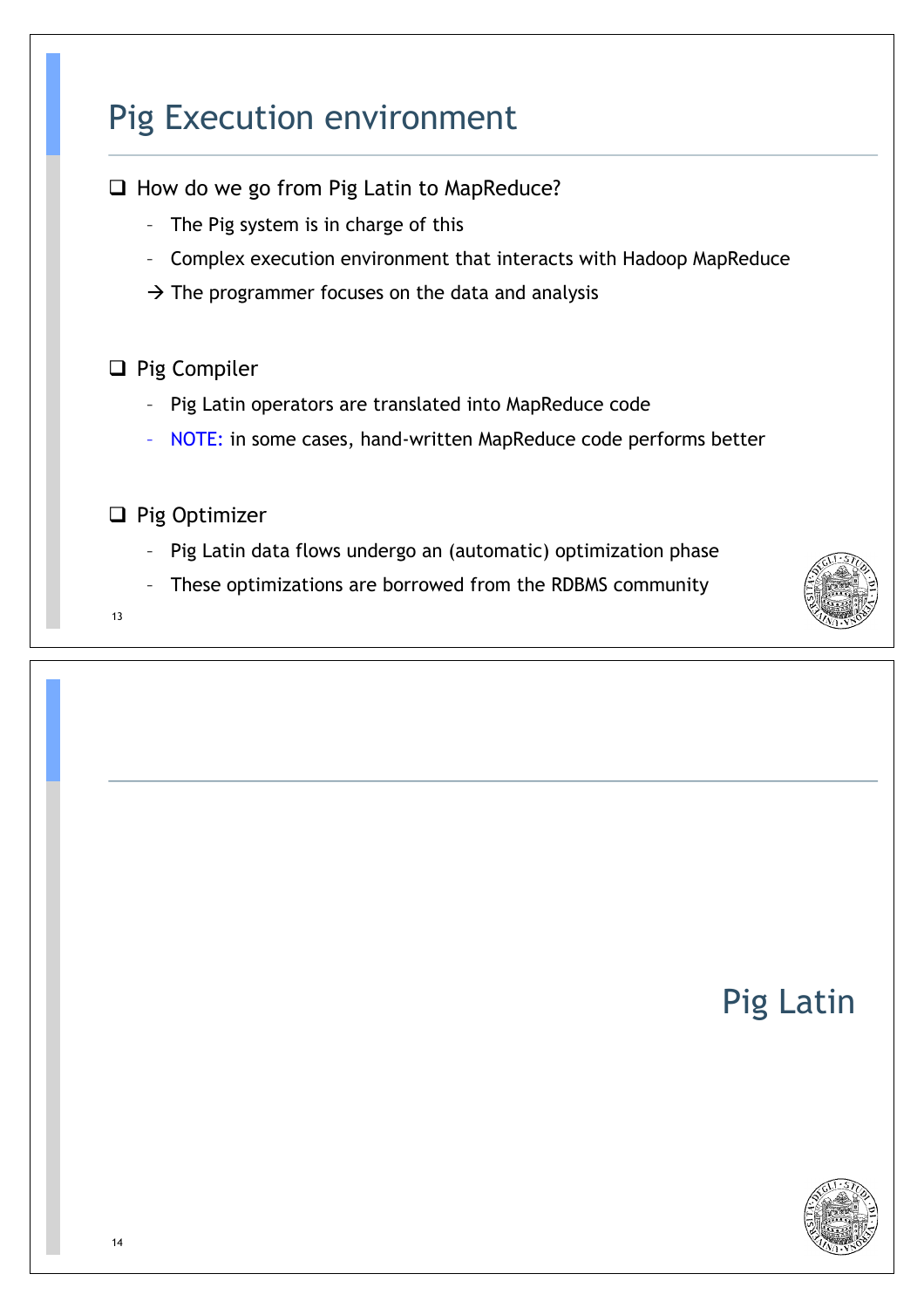## Pig Execution environment

- How do we go from Pig Latin to MapReduce?
  - The Pig system is in charge of this
  - Complex execution environment that interacts with Hadoop MapReduce
  
  → The programmer focuses on the data and analysis

- Pig Compiler
  - Pig Latin operators are translated into MapReduce code
  - NOTE: in some cases, hand-written MapReduce code performs better

- Pig Optimizer
  - Pig Latin data flows undergo an (automatic) optimization phase
  - These optimizations are borrowed from the RDBMS community

## Pig Latin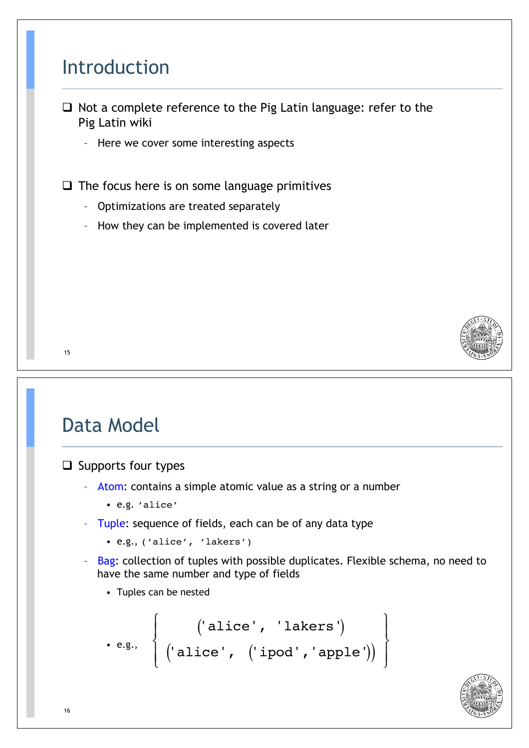## Introduction

- Not a complete reference to the Pig Latin language: refer to the Pig Latin wiki
  - Here we cover some interesting aspects

- The focus here is on some language primitives
  - Optimizations are treated separately
  - How they can be implemented is covered later

## Data Model

- Supports four types
  - Atom: contains a simple atomic value as a string or a number
    - e.g. `'alice'`
  - Tuple: sequence of fields, each can be of any data type
    - e.g., `('alice', 'lakers')`
  - Bag: collection of tuples with possible duplicates. Flexible schema, no need to have the same number and type of fields
    - Tuples can be nested
    - e.g.,

$$\left\{ \begin{array}{c} (\texttt{'alice'},\ \texttt{'lakers'}) \\ (\texttt{'alice'},\ (\texttt{'ipod'},\texttt{'apple'})) \end{array} \right\}$$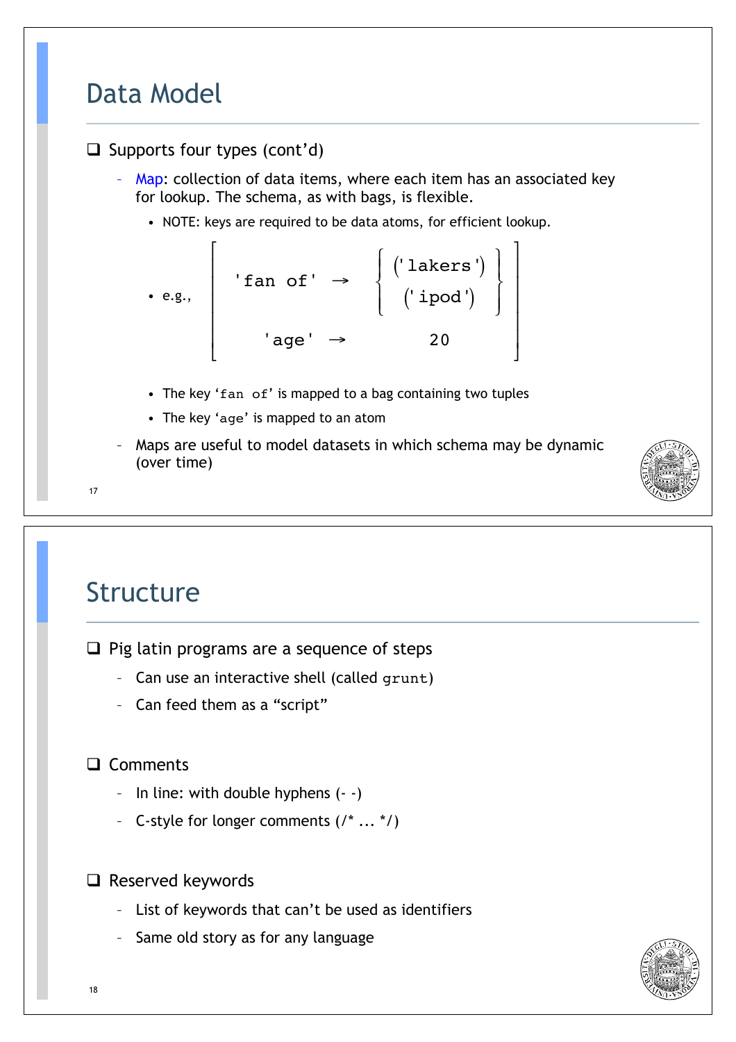# Data Model

- Supports four types (cont'd)
  - Map: collection of data items, where each item has an associated key for lookup. The schema, as with bags, is flexible.
    - NOTE: keys are required to be data atoms, for efficient lookup.
    - e.g.,

$$\left[ \begin{array}{ccc} \texttt{'fan of'} & \rightarrow & \left\{ \begin{array}{c} (\texttt{'lakers'}) \\ (\texttt{'ipod'}) \end{array} \right\} \\ \texttt{'age'} & \rightarrow & \texttt{20} \end{array} \right]$$

    - The key 'fan of' is mapped to a bag containing two tuples
    - The key 'age' is mapped to an atom
  - Maps are useful to model datasets in which schema may be dynamic (over time)

# Structure

- Pig latin programs are a sequence of steps
  - Can use an interactive shell (called `grunt`)
  - Can feed them as a "script"
- Comments
  - In line: with double hyphens (- -)
  - C-style for longer comments (/* ... */)
- Reserved keywords
  - List of keywords that can't be used as identifiers
  - Same old story as for any language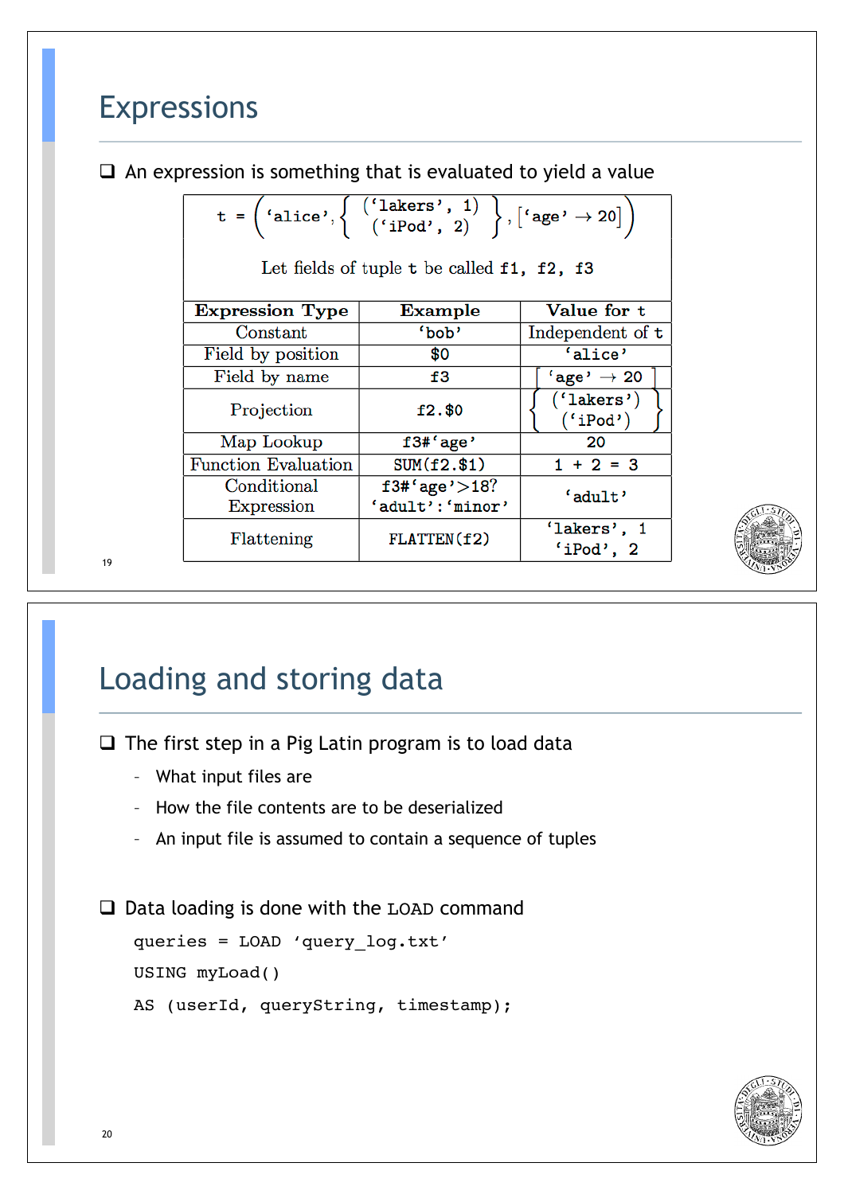## Expressions

- An expression is something that is evaluated to yield a value

t = ('alice', { ('lakers', 1) ('iPod', 2) }, ['age' → 20])

Let fields of tuple t be called f1, f2, f3

| Expression Type | Example | Value for t |
|---|---|---|
| Constant | 'bob' | Independent of t |
| Field by position | $0 | 'alice' |
| Field by name | f3 | ['age' → 20] |
| Projection | f2.$0 | { ('lakers') ('iPod') } |
| Map Lookup | f3#'age' | 20 |
| Function Evaluation | SUM(f2.$1) | 1 + 2 = 3 |
| Conditional Expression | f3#'age'>18? 'adult':'minor' | 'adult' |
| Flattening | FLATTEN(f2) | 'lakers', 1 'iPod', 2 |

## Loading and storing data

- The first step in a Pig Latin program is to load data
  - What input files are
  - How the file contents are to be deserialized
  - An input file is assumed to contain a sequence of tuples
- Data loading is done with the LOAD command

```
queries = LOAD 'query_log.txt'
USING myLoad()
AS (userId, queryString, timestamp);
```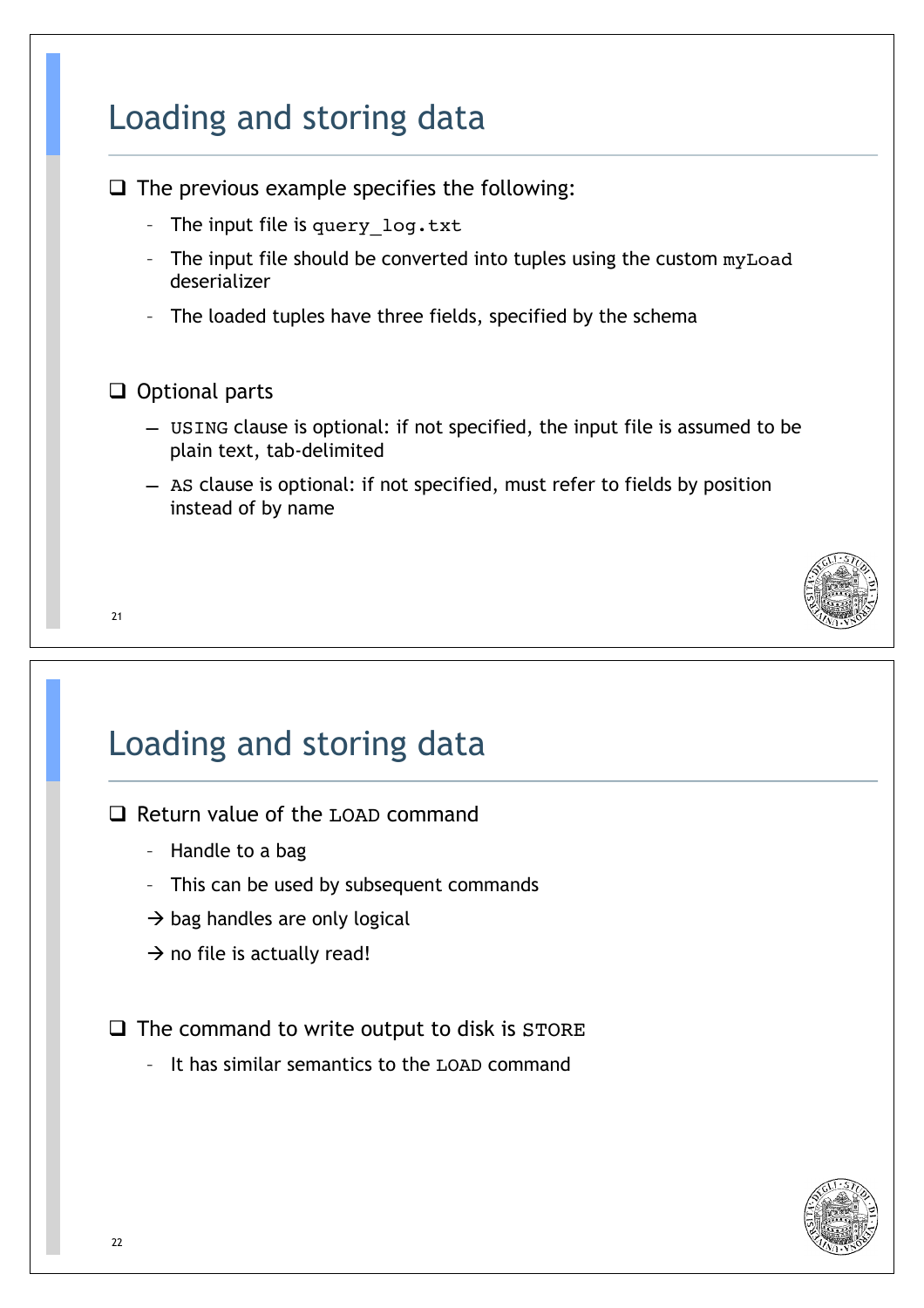# Loading and storing data

- The previous example specifies the following:
  - The input file is `query_log.txt`
  - The input file should be converted into tuples using the custom `myLoad` deserializer
  - The loaded tuples have three fields, specified by the schema

- Optional parts
  - `USING` clause is optional: if not specified, the input file is assumed to be plain text, tab-delimited
  - `AS` clause is optional: if not specified, must refer to fields by position instead of by name

# Loading and storing data

- Return value of the `LOAD` command
  - Handle to a bag
  - This can be used by subsequent commands
  - → bag handles are only logical
  - → no file is actually read!

- The command to write output to disk is `STORE`
  - It has similar semantics to the `LOAD` command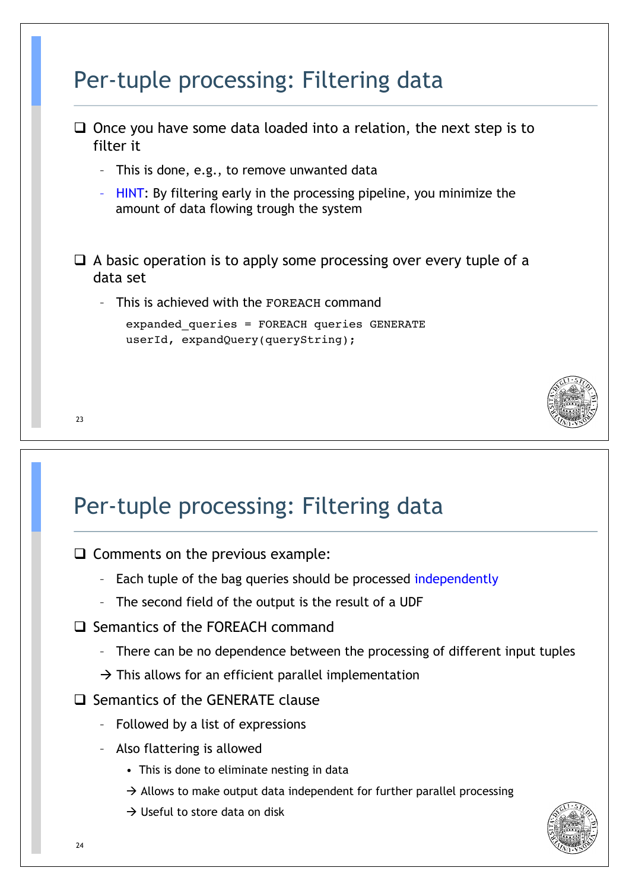# Per-tuple processing: Filtering data

- Once you have some data loaded into a relation, the next step is to filter it
  - This is done, e.g., to remove unwanted data
  - HINT: By filtering early in the processing pipeline, you minimize the amount of data flowing trough the system

- A basic operation is to apply some processing over every tuple of a data set
  - This is achieved with the `FOREACH` command

```
expanded_queries = FOREACH queries GENERATE
userId, expandQuery(queryString);
```

# Per-tuple processing: Filtering data

- Comments on the previous example:
  - Each tuple of the bag queries should be processed independently
  - The second field of the output is the result of a UDF
- Semantics of the FOREACH command
  - There can be no dependence between the processing of different input tuples
  - → This allows for an efficient parallel implementation
- Semantics of the GENERATE clause
  - Followed by a list of expressions
  - Also flattering is allowed
    - This is done to eliminate nesting in data
    - → Allows to make output data independent for further parallel processing
    - → Useful to store data on disk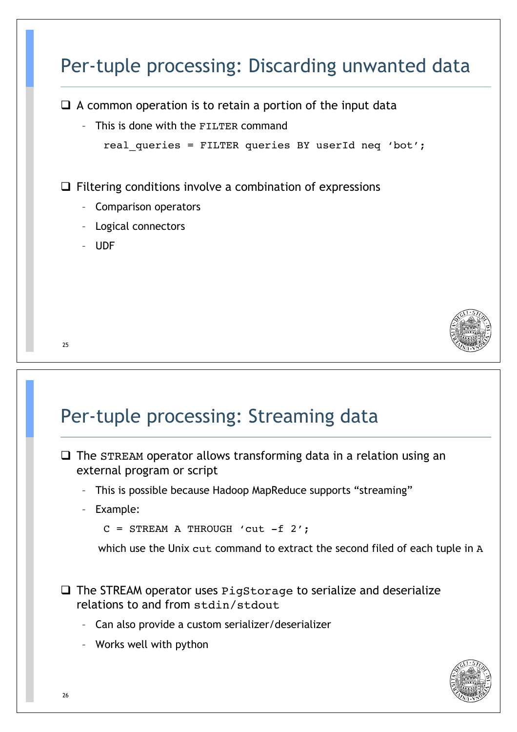# Per-tuple processing: Discarding unwanted data

- A common operation is to retain a portion of the input data
  - This is done with the `FILTER` command

```
real_queries = FILTER queries BY userId neq ‘bot’;
```

- Filtering conditions involve a combination of expressions
  - Comparison operators
  - Logical connectors
  - UDF

# Per-tuple processing: Streaming data

- The `STREAM` operator allows transforming data in a relation using an external program or script
  - This is possible because Hadoop MapReduce supports “streaming”
  - Example:

```
C = STREAM A THROUGH ‘cut -f 2’;
```

    which use the Unix `cut` command to extract the second filed of each tuple in `A`

- The STREAM operator uses `PigStorage` to serialize and deserialize relations to and from `stdin/stdout`
  - Can also provide a custom serializer/deserializer
  - Works well with python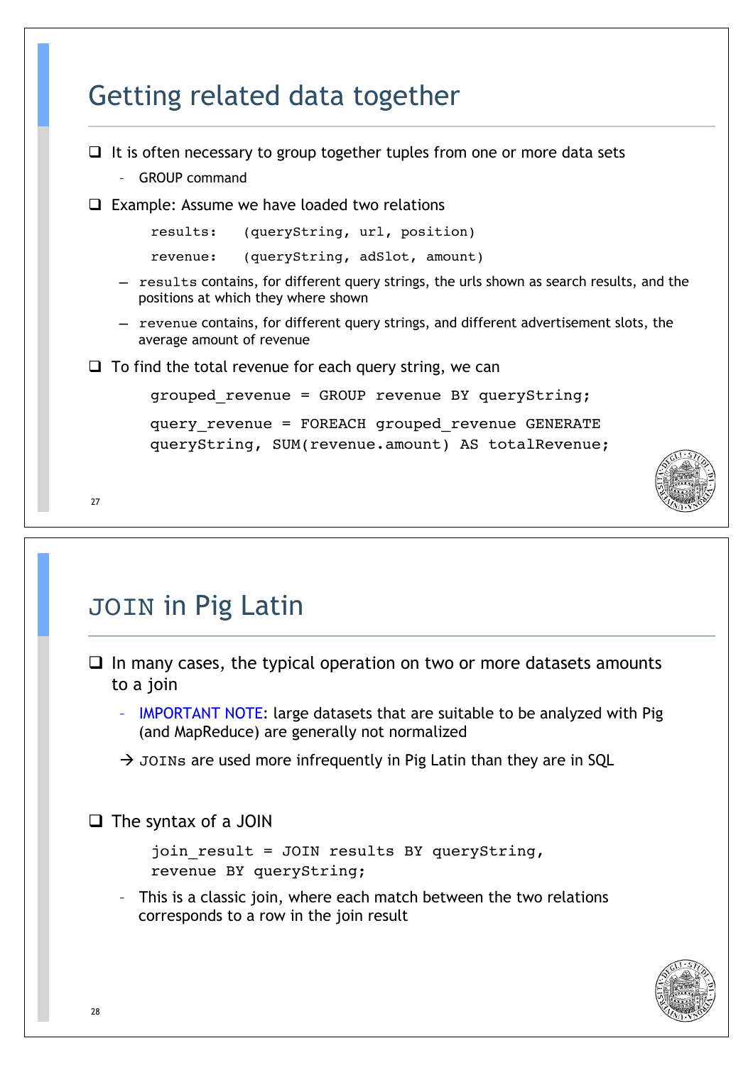# Getting related data together

- It is often necessary to group together tuples from one or more data sets
  - GROUP command
- Example: Assume we have loaded two relations

```
results:   (queryString, url, position)
revenue:   (queryString, adSlot, amount)
```

  - `results` contains, for different query strings, the urls shown as search results, and the positions at which they where shown
  - `revenue` contains, for different query strings, and different advertisement slots, the average amount of revenue
- To find the total revenue for each query string, we can

```
grouped_revenue = GROUP revenue BY queryString;
query_revenue = FOREACH grouped_revenue GENERATE
queryString, SUM(revenue.amount) AS totalRevenue;
```

# `JOIN` in Pig Latin

- In many cases, the typical operation on two or more datasets amounts to a join
  - IMPORTANT NOTE: large datasets that are suitable to be analyzed with Pig (and MapReduce) are generally not normalized

  → `JOIN`s are used more infrequently in Pig Latin than they are in SQL

- The syntax of a JOIN

```
join_result = JOIN results BY queryString,
revenue BY queryString;
```

  - This is a classic join, where each match between the two relations corresponds to a row in the join result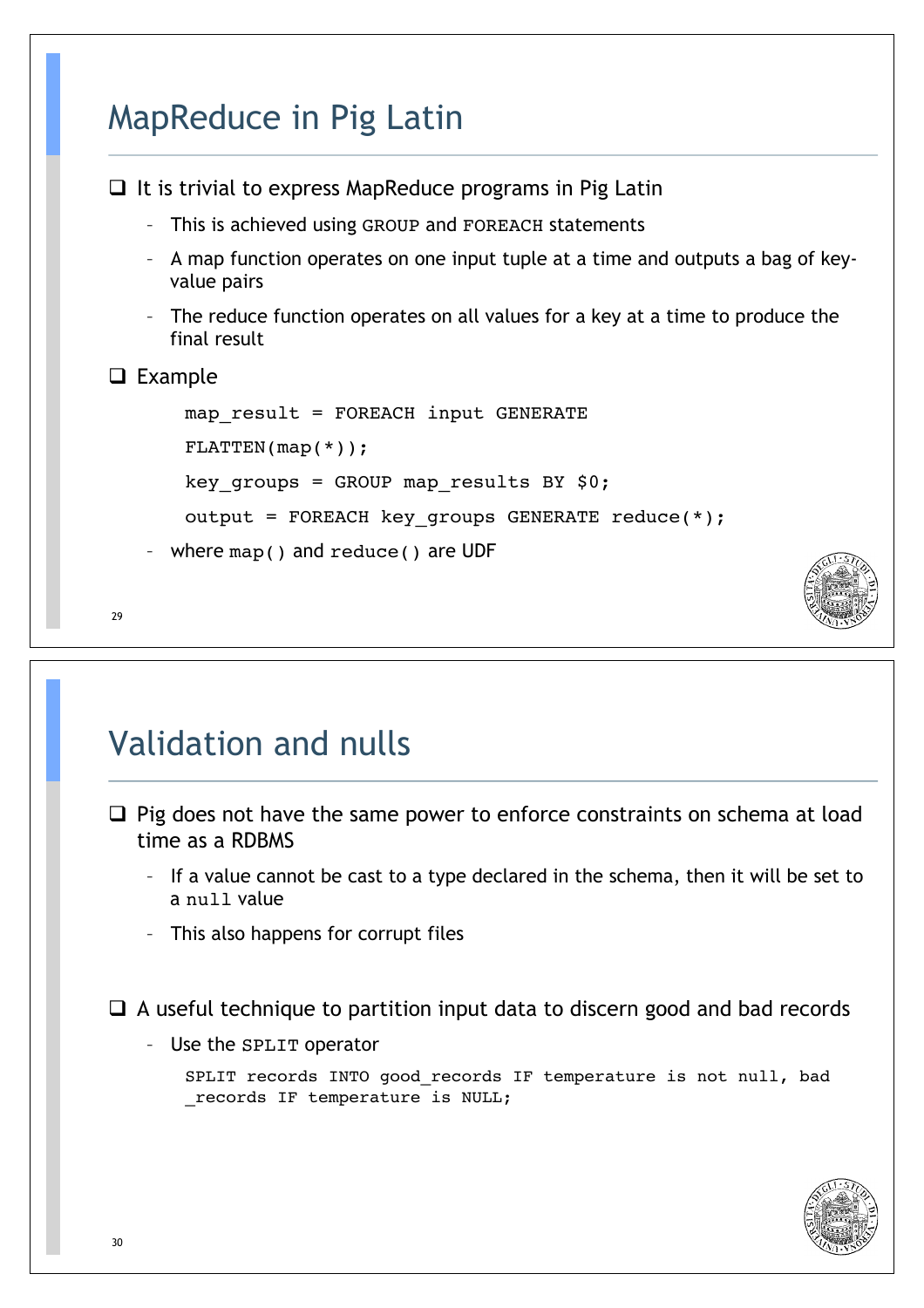# MapReduce in Pig Latin

- It is trivial to express MapReduce programs in Pig Latin
  - This is achieved using `GROUP` and `FOREACH` statements
  - A map function operates on one input tuple at a time and outputs a bag of key-value pairs
  - The reduce function operates on all values for a key at a time to produce the final result
- Example

```
map_result = FOREACH input GENERATE
FLATTEN(map(*));
key_groups = GROUP map_results BY $0;
output = FOREACH key_groups GENERATE reduce(*);
```

  - where `map()` and `reduce()` are UDF

# Validation and nulls

- Pig does not have the same power to enforce constraints on schema at load time as a RDBMS
  - If a value cannot be cast to a type declared in the schema, then it will be set to a `null` value
  - This also happens for corrupt files
- A useful technique to partition input data to discern good and bad records
  - Use the `SPLIT` operator

```
SPLIT records INTO good_records IF temperature is not null, bad
_records IF temperature is NULL;
```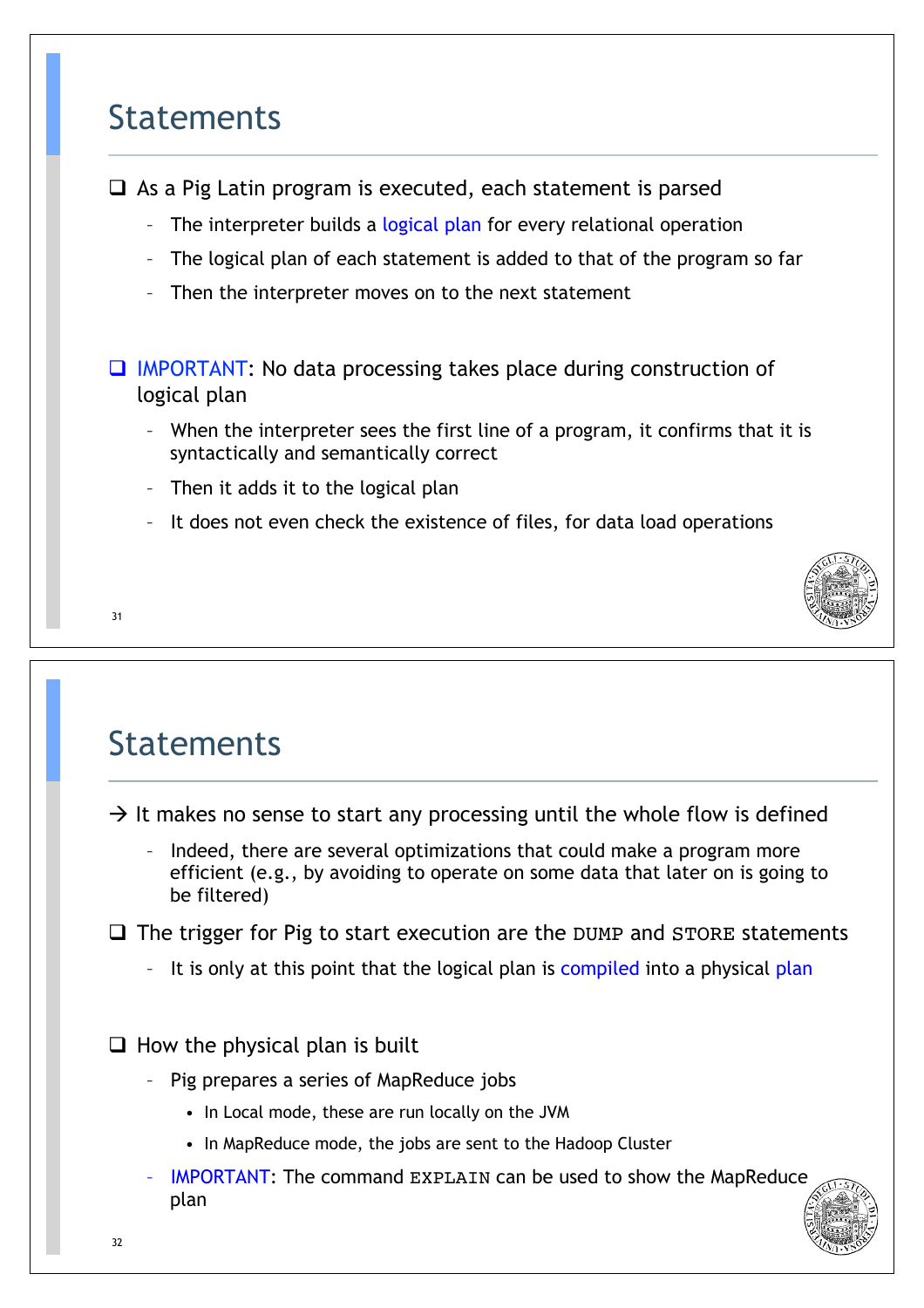## Statements

- As a Pig Latin program is executed, each statement is parsed
  - The interpreter builds a logical plan for every relational operation
  - The logical plan of each statement is added to that of the program so far
  - Then the interpreter moves on to the next statement

- IMPORTANT: No data processing takes place during construction of logical plan
  - When the interpreter sees the first line of a program, it confirms that it is syntactically and semantically correct
  - Then it adds it to the logical plan
  - It does not even check the existence of files, for data load operations

## Statements

→ It makes no sense to start any processing until the whole flow is defined

- Indeed, there are several optimizations that could make a program more efficient (e.g., by avoiding to operate on some data that later on is going to be filtered)

- The trigger for Pig to start execution are the `DUMP` and `STORE` statements
  - It is only at this point that the logical plan is compiled into a physical plan

- How the physical plan is built
  - Pig prepares a series of MapReduce jobs
    - In Local mode, these are run locally on the JVM
    - In MapReduce mode, the jobs are sent to the Hadoop Cluster
  - IMPORTANT: The command `EXPLAIN` can be used to show the MapReduce plan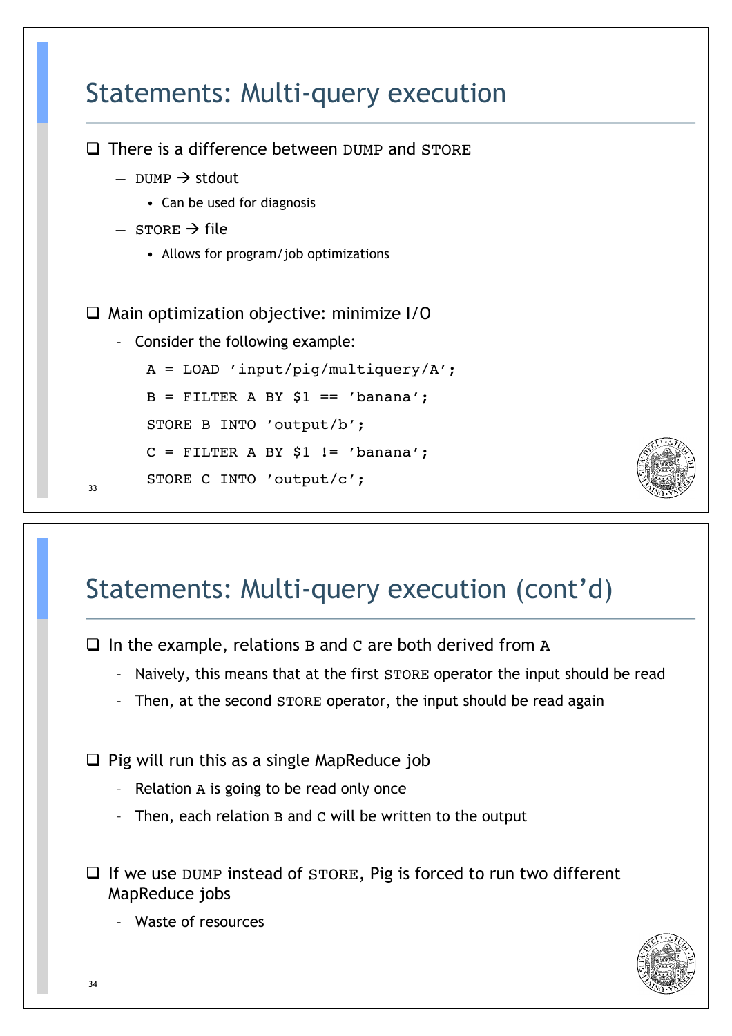# Statements: Multi-query execution

- There is a difference between `DUMP` and `STORE`
  - `DUMP` → stdout
    - Can be used for diagnosis
  - `STORE` → file
    - Allows for program/job optimizations

- Main optimization objective: minimize I/O
  - Consider the following example:

```
A = LOAD 'input/pig/multiquery/A';
B = FILTER A BY $1 == 'banana';
STORE B INTO 'output/b';
C = FILTER A BY $1 != 'banana';
STORE C INTO 'output/c';
```

# Statements: Multi-query execution (cont'd)

- In the example, relations `B` and `C` are both derived from `A`
  - Naively, this means that at the first `STORE` operator the input should be read
  - Then, at the second `STORE` operator, the input should be read again

- Pig will run this as a single MapReduce job
  - Relation `A` is going to be read only once
  - Then, each relation `B` and `C` will be written to the output

- If we use `DUMP` instead of `STORE`, Pig is forced to run two different MapReduce jobs
  - Waste of resources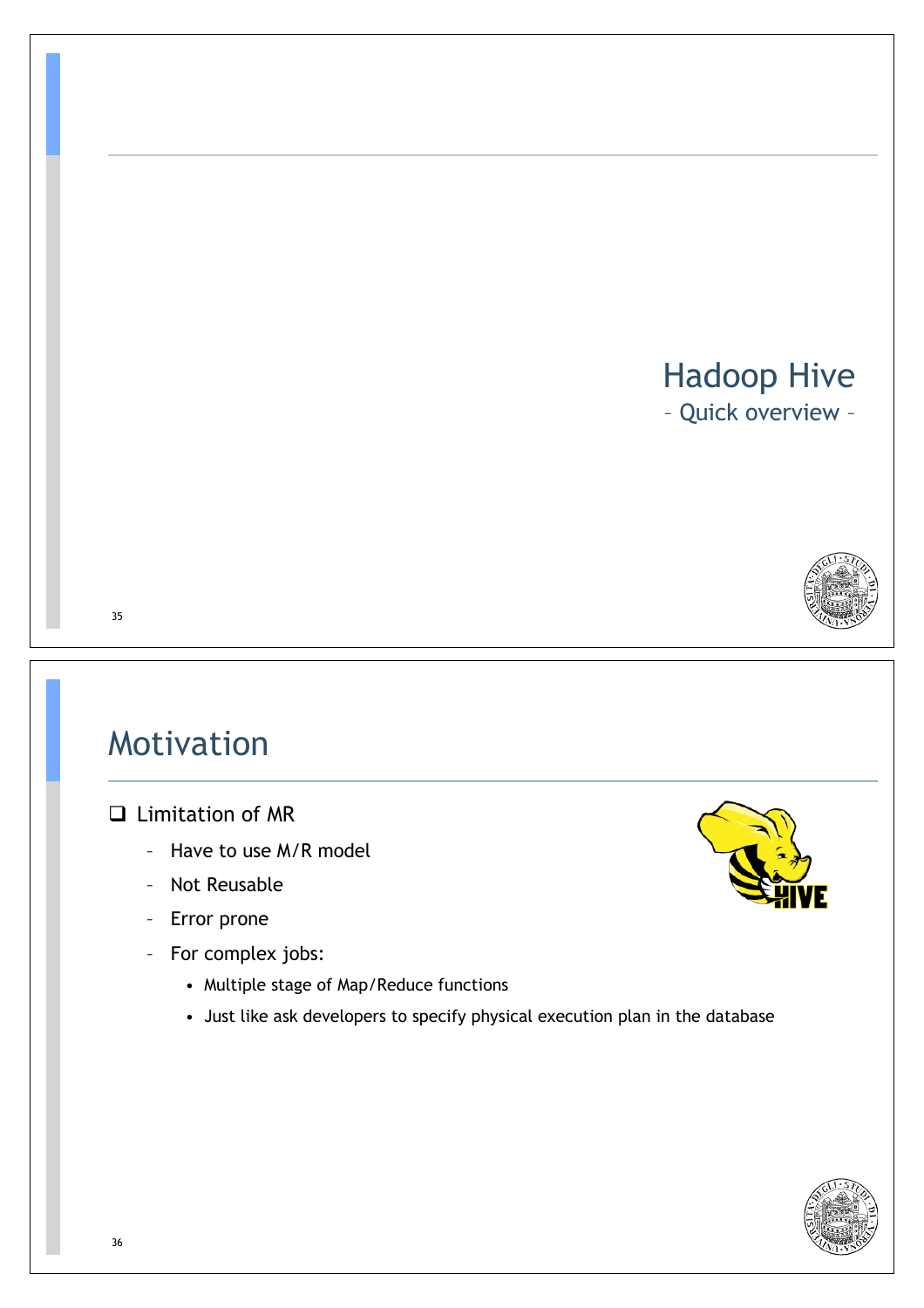# Hadoop Hive

– Quick overview –

## Motivation

- Limitation of MR
  - Have to use M/R model
  - Not Reusable
  - Error prone
  - For complex jobs:
    - Multiple stage of Map/Reduce functions
    - Just like ask developers to specify physical execution plan in the database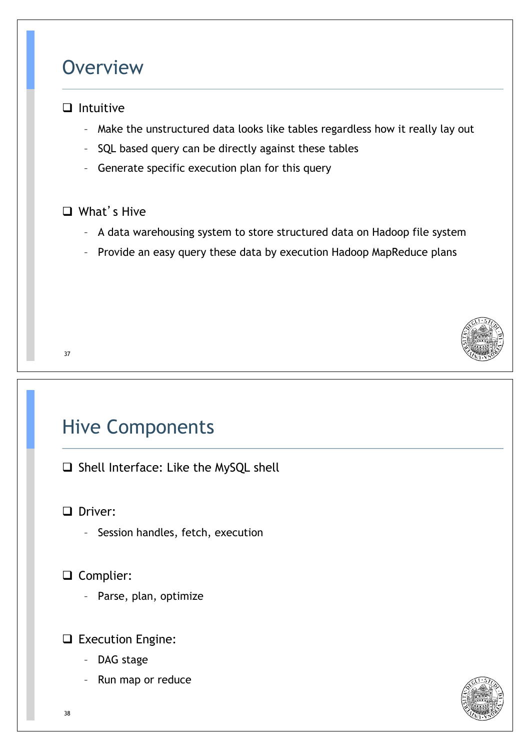## Overview

- Intuitive
  - Make the unstructured data looks like tables regardless how it really lay out
  - SQL based query can be directly against these tables
  - Generate specific execution plan for this query

- What's Hive
  - A data warehousing system to store structured data on Hadoop file system
  - Provide an easy query these data by execution Hadoop MapReduce plans

## Hive Components

- Shell Interface: Like the MySQL shell

- Driver:
  - Session handles, fetch, execution

- Complier:
  - Parse, plan, optimize

- Execution Engine:
  - DAG stage
  - Run map or reduce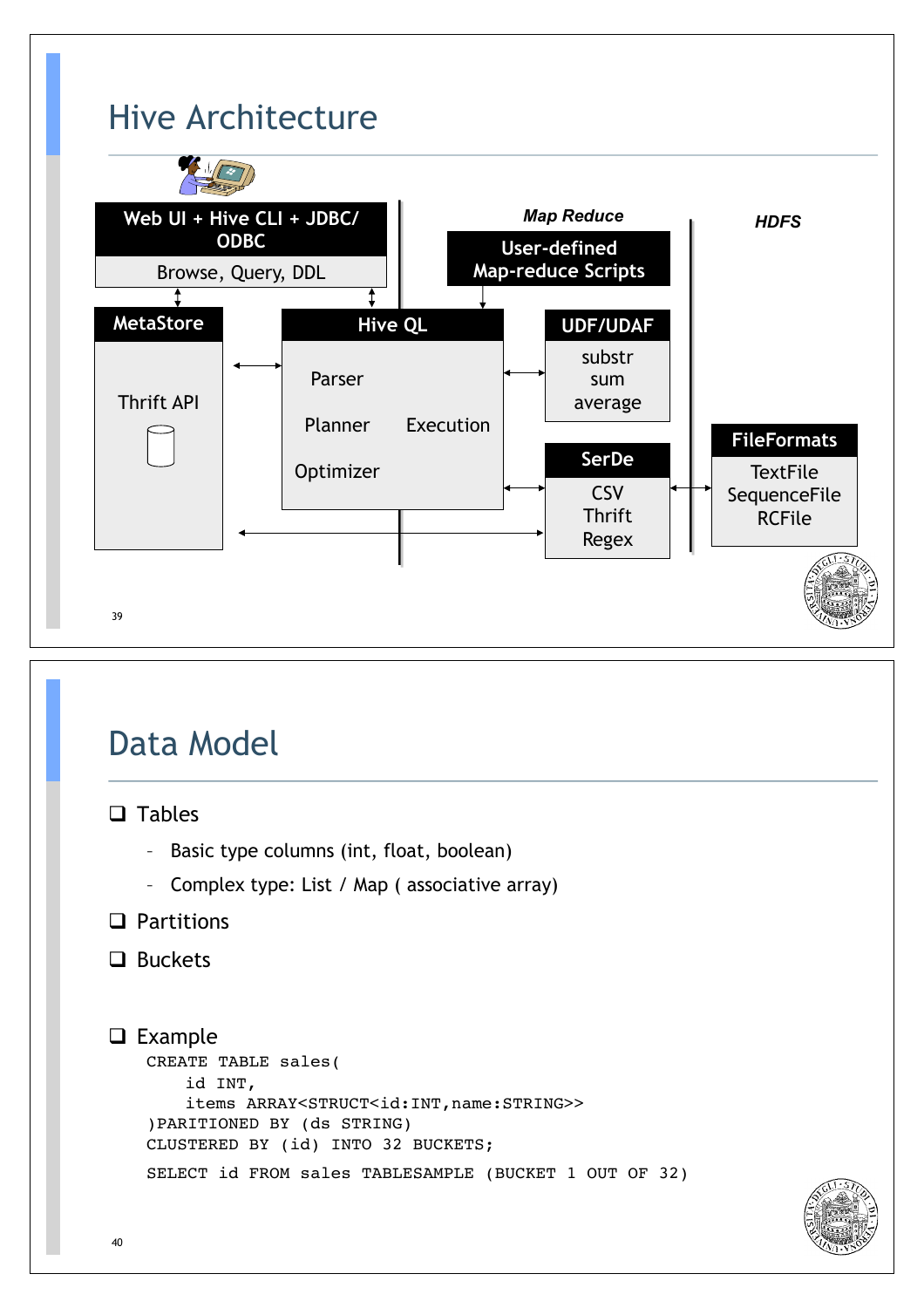## Hive Architecture

Web UI + Hive CLI + JDBC/ ODBC

Browse, Query, DDL

**Map Reduce**

User-defined Map-reduce Scripts

**HDFS**

MetaStore

Thrift API

Hive QL

Parser

Planner

Execution

Optimizer

UDF/UDAF

substr
sum
average

SerDe

CSV
Thrift
Regex

FileFormats

TextFile
SequenceFile
RCFile

## Data Model

- Tables
  - Basic type columns (int, float, boolean)
  - Complex type: List / Map ( associative array)
- Partitions
- Buckets
- Example

```
CREATE TABLE sales(
    id INT,
    items ARRAY<STRUCT<id:INT,name:STRING>>
)PARITIONED BY (ds STRING)
CLUSTERED BY (id) INTO 32 BUCKETS;
SELECT id FROM sales TABLESAMPLE (BUCKET 1 OUT OF 32)
```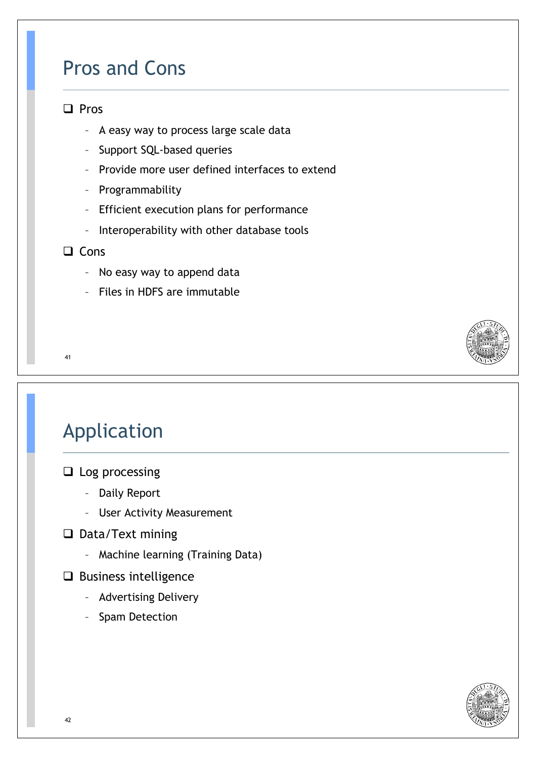## Pros and Cons

- Pros
  - A easy way to process large scale data
  - Support SQL-based queries
  - Provide more user defined interfaces to extend
  - Programmability
  - Efficient execution plans for performance
  - Interoperability with other database tools
- Cons
  - No easy way to append data
  - Files in HDFS are immutable

## Application

- Log processing
  - Daily Report
  - User Activity Measurement
- Data/Text mining
  - Machine learning (Training Data)
- Business intelligence
  - Advertising Delivery
  - Spam Detection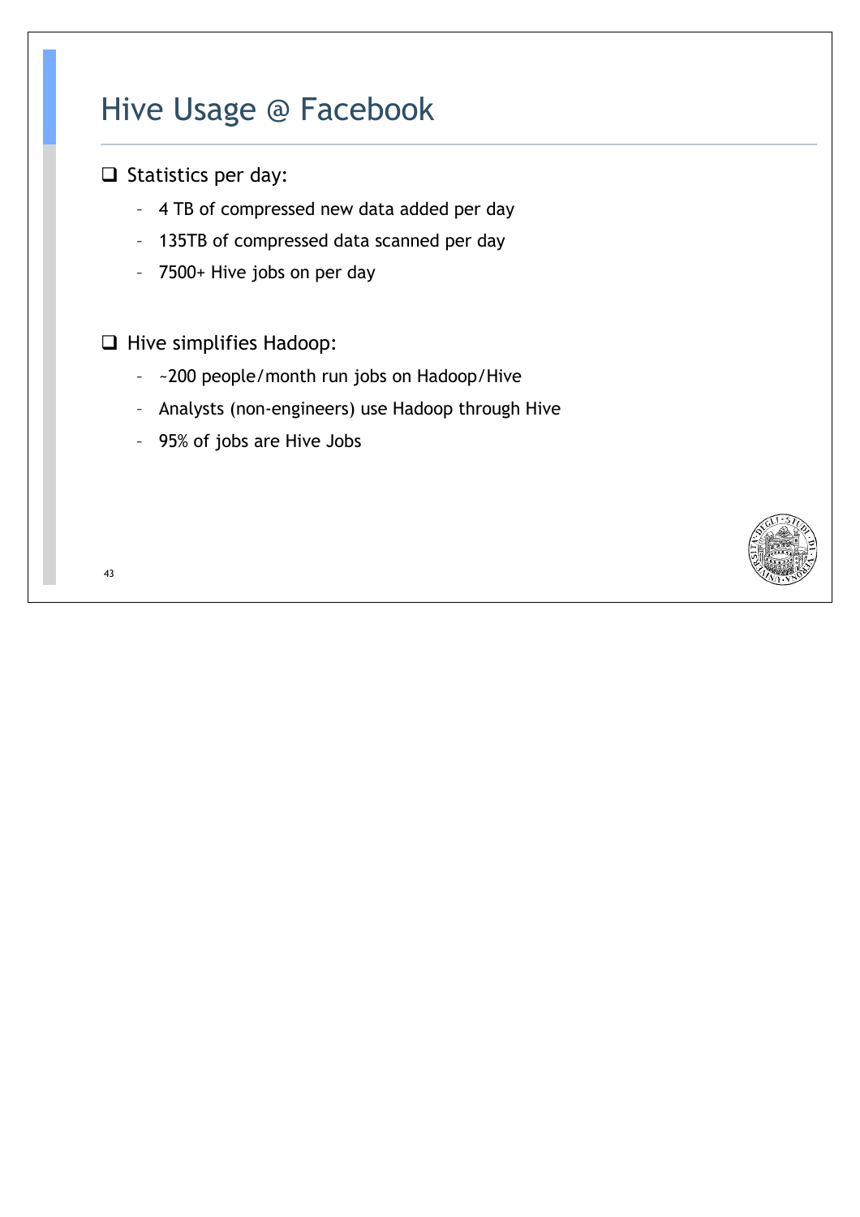# Hive Usage @ Facebook

- Statistics per day:
  - 4 TB of compressed new data added per day
  - 135TB of compressed data scanned per day
  - 7500+ Hive jobs on per day

- Hive simplifies Hadoop:
  - ~200 people/month run jobs on Hadoop/Hive
  - Analysts (non-engineers) use Hadoop through Hive
  - 95% of jobs are Hive Jobs